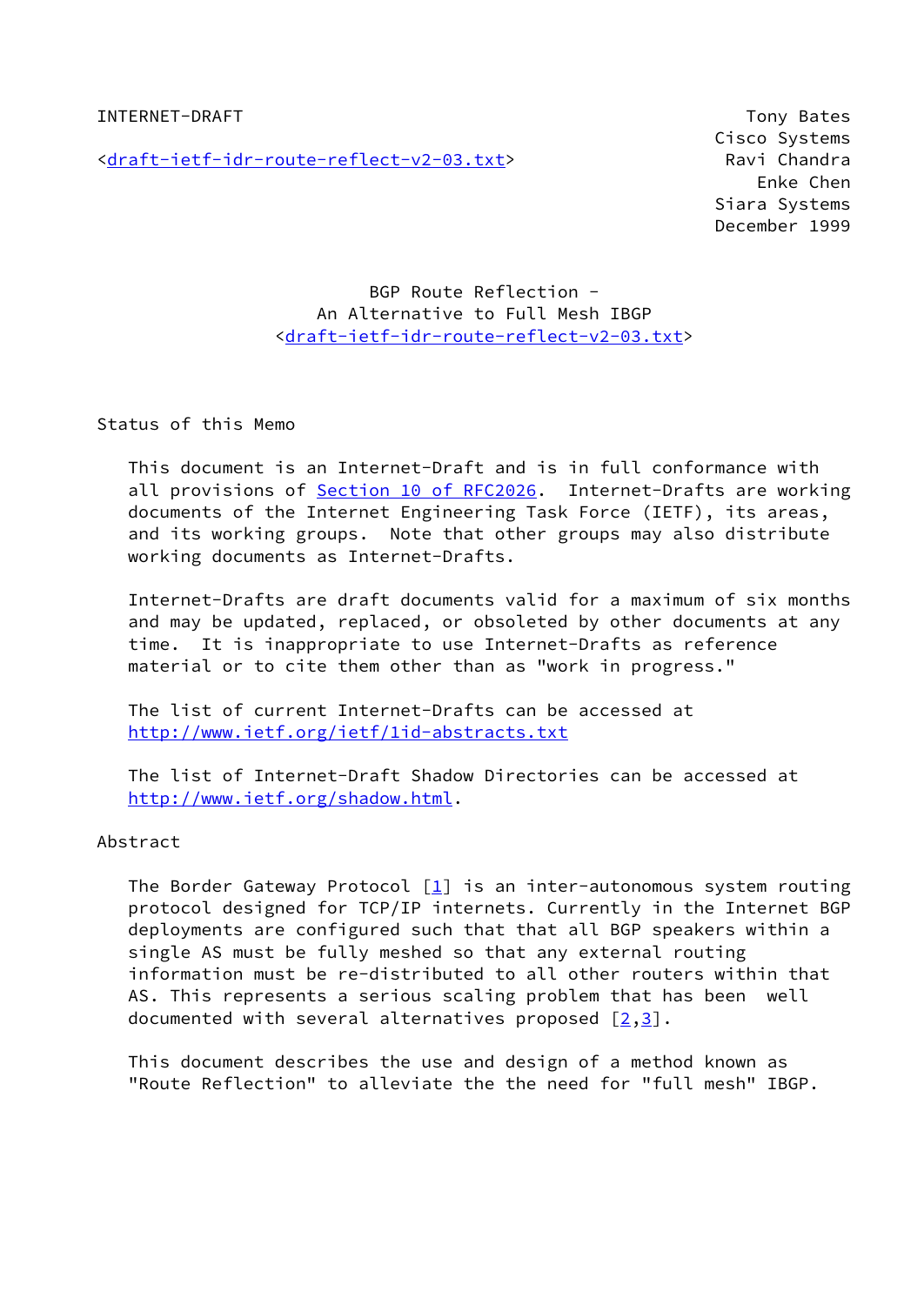INTERNET-DRAFT Tony Bates
Cisco Systems
<draft-ietf-idr-route-reflect-v2-03.txt> Ravi Chandra
Enke Chen
Siara Systems
December 1999

# BGP Route Reflection - An Alternative to Full Mesh IBGP
<draft-ietf-idr-route-reflect-v2-03.txt>

## Status of this Memo

This document is an Internet-Draft and is in full conformance with all provisions of Section 10 of RFC2026. Internet-Drafts are working documents of the Internet Engineering Task Force (IETF), its areas, and its working groups. Note that other groups may also distribute working documents as Internet-Drafts.

Internet-Drafts are draft documents valid for a maximum of six months and may be updated, replaced, or obsoleted by other documents at any time. It is inappropriate to use Internet-Drafts as reference material or to cite them other than as "work in progress."

The list of current Internet-Drafts can be accessed at http://www.ietf.org/ietf/1id-abstracts.txt

The list of Internet-Draft Shadow Directories can be accessed at http://www.ietf.org/shadow.html.

## Abstract

The Border Gateway Protocol [1] is an inter-autonomous system routing protocol designed for TCP/IP internets. Currently in the Internet BGP deployments are configured such that that all BGP speakers within a single AS must be fully meshed so that any external routing information must be re-distributed to all other routers within that AS. This represents a serious scaling problem that has been well documented with several alternatives proposed [2,3].

This document describes the use and design of a method known as "Route Reflection" to alleviate the the need for "full mesh" IBGP.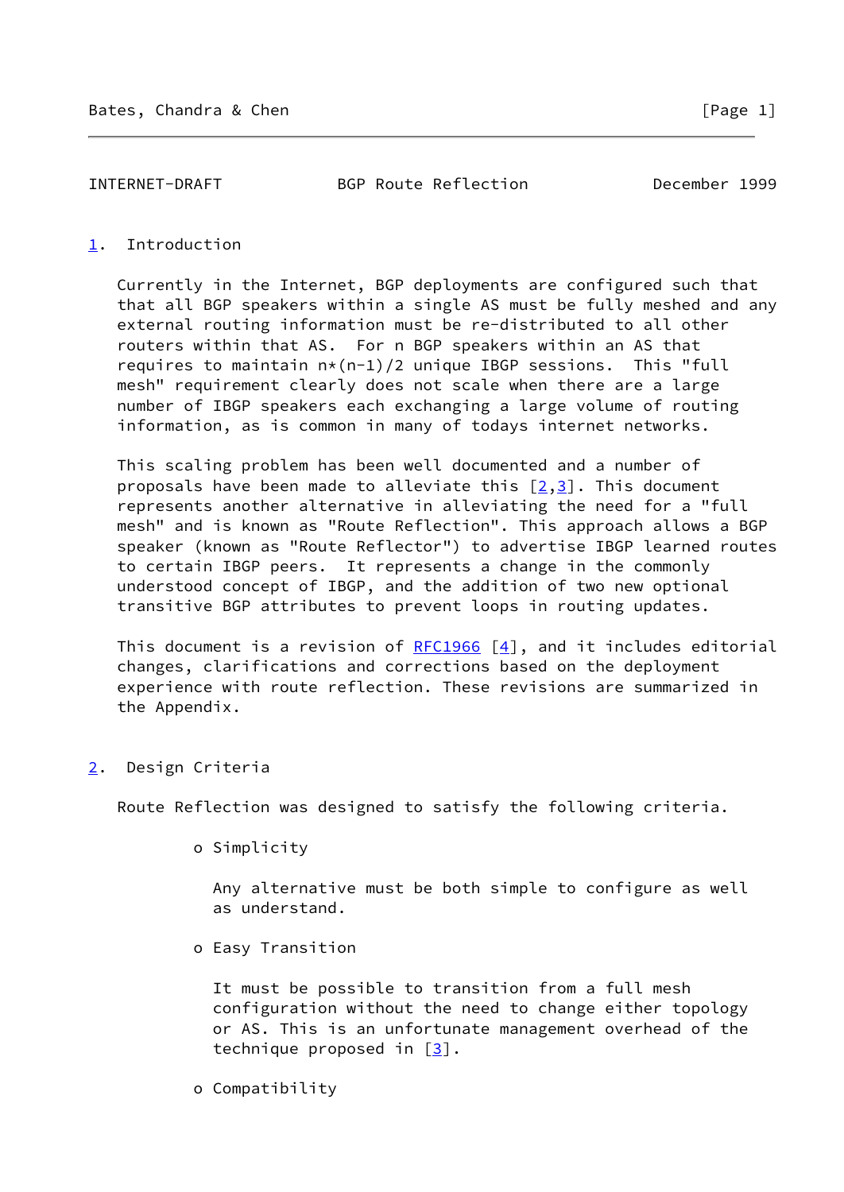## 1. Introduction

Currently in the Internet, BGP deployments are configured such that that all BGP speakers within a single AS must be fully meshed and any external routing information must be re-distributed to all other routers within that AS. For n BGP speakers within an AS that requires to maintain $n*(n-1)/2$ unique IBGP sessions. This "full mesh" requirement clearly does not scale when there are a large number of IBGP speakers each exchanging a large volume of routing information, as is common in many of todays internet networks.

This scaling problem has been well documented and a number of proposals have been made to alleviate this [2,3]. This document represents another alternative in alleviating the need for a "full mesh" and is known as "Route Reflection". This approach allows a BGP speaker (known as "Route Reflector") to advertise IBGP learned routes to certain IBGP peers. It represents a change in the commonly understood concept of IBGP, and the addition of two new optional transitive BGP attributes to prevent loops in routing updates.

This document is a revision of RFC1966 [4], and it includes editorial changes, clarifications and corrections based on the deployment experience with route reflection. These revisions are summarized in the Appendix.

## 2. Design Criteria

Route Reflection was designed to satisfy the following criteria.

- Simplicity

  Any alternative must be both simple to configure as well as understand.

- Easy Transition

  It must be possible to transition from a full mesh configuration without the need to change either topology or AS. This is an unfortunate management overhead of the technique proposed in [3].

- Compatibility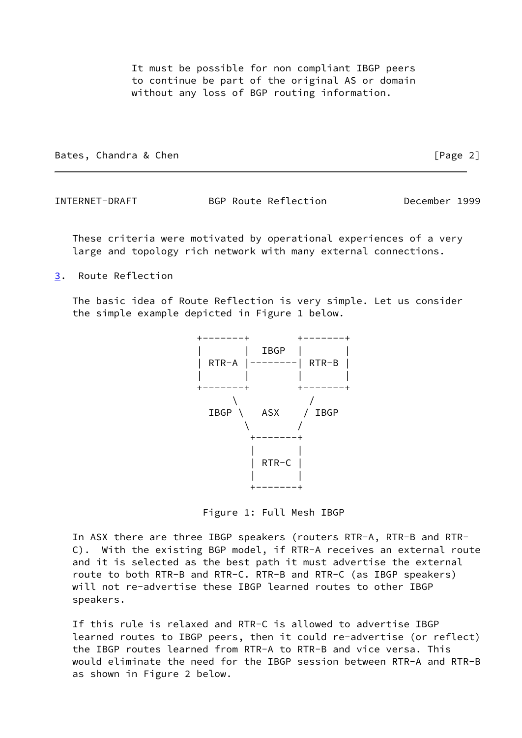It must be possible for non compliant IBGP peers to continue be part of the original AS or domain without any loss of BGP routing information.

These criteria were motivated by operational experiences of a very large and topology rich network with many external connections.

## 3. Route Reflection

The basic idea of Route Reflection is very simple. Let us consider the simple example depicted in Figure 1 below.

```
                +-------+        +-------+
                |       |  IBGP  |       |
                | RTR-A |--------| RTR-B |
                |       |        |       |
                +-------+        +-------+
                      \             /
                  IBGP \   ASX     / IBGP
                        \         /
                         +-------+
                         |       |
                         | RTR-C |
                         |       |
                         +-------+
```

Figure 1: Full Mesh IBGP

In ASX there are three IBGP speakers (routers RTR-A, RTR-B and RTR-C). With the existing BGP model, if RTR-A receives an external route and it is selected as the best path it must advertise the external route to both RTR-B and RTR-C. RTR-B and RTR-C (as IBGP speakers) will not re-advertise these IBGP learned routes to other IBGP speakers.

If this rule is relaxed and RTR-C is allowed to advertise IBGP learned routes to IBGP peers, then it could re-advertise (or reflect) the IBGP routes learned from RTR-A to RTR-B and vice versa. This would eliminate the need for the IBGP session between RTR-A and RTR-B as shown in Figure 2 below.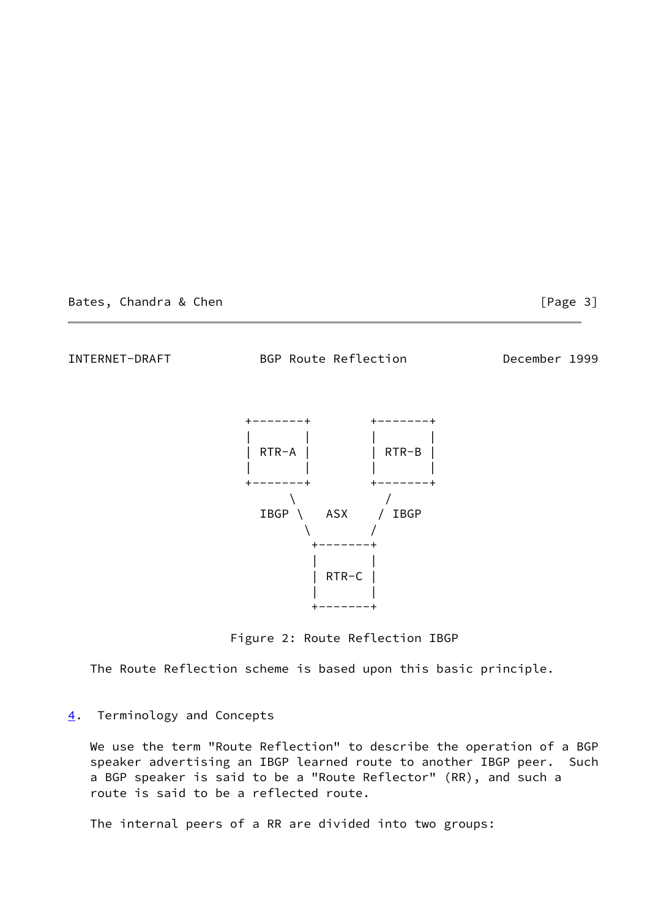```
     +-------+        +-------+
     |       |        |       |
     | RTR-A |        | RTR-B |
     |       |        |       |
     +-------+        +-------+
           \              /
       IBGP \   ASX     / IBGP
             \         /
              +-------+
              |       |
              | RTR-C |
              |       |
              +-------+
```

Figure 2: Route Reflection IBGP

The Route Reflection scheme is based upon this basic principle.

## 4. Terminology and Concepts

We use the term "Route Reflection" to describe the operation of a BGP speaker advertising an IBGP learned route to another IBGP peer. Such a BGP speaker is said to be a "Route Reflector" (RR), and such a route is said to be a reflected route.

The internal peers of a RR are divided into two groups: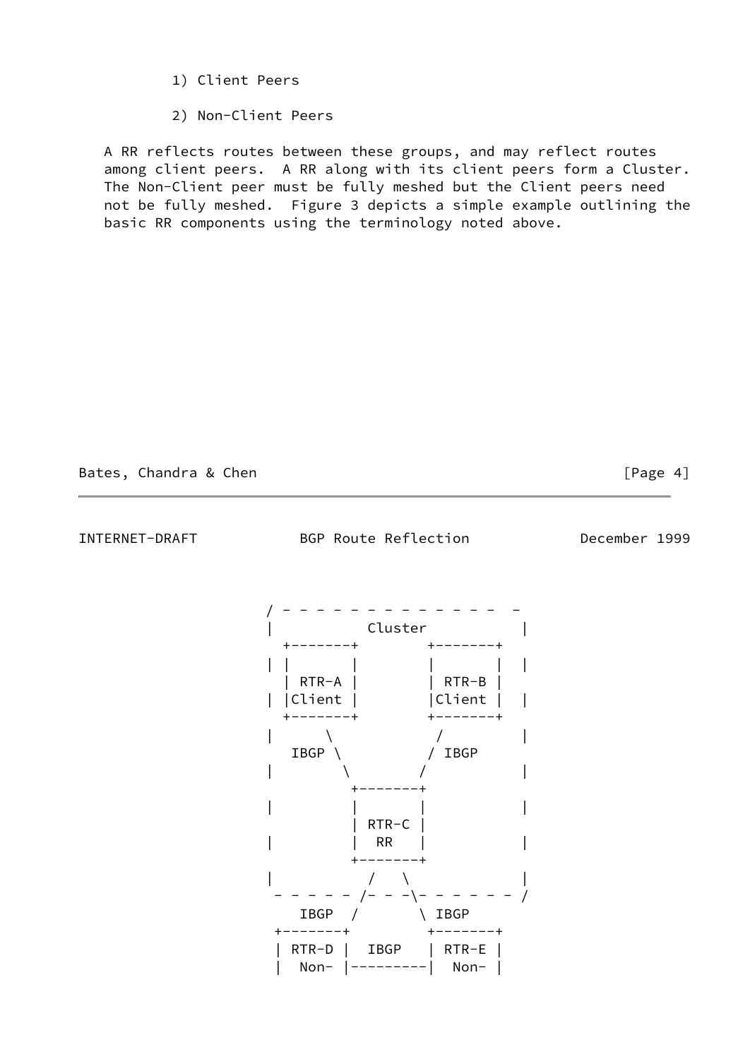1) Client Peers

2) Non-Client Peers

A RR reflects routes between these groups, and may reflect routes among client peers. A RR along with its client peers form a Cluster. The Non-Client peer must be fully meshed but the Client peers need not be fully meshed. Figure 3 depicts a simple example outlining the basic RR components using the terminology noted above.

```
          / - - - - - - - - - - - - -  -
          |           Cluster           |
            +-------+        +-------+
          | |       |        |       |  |
            | RTR-A |        | RTR-B |
          | |Client |        |Client |  |
            +-------+        +-------+
          |      \             /        |
             IBGP \           / IBGP
          |        \         /          |
                    +-------+
          |         |       |           |
                    | RTR-C |
          |         |  RR   |           |
                    +-------+
          |           /   \             |
           - - - - - /- - -\- - - - - - /
              IBGP  /       \ IBGP
           +-------+         +-------+
           | RTR-D |  IBGP   | RTR-E |
           |  Non- |---------|  Non- |
```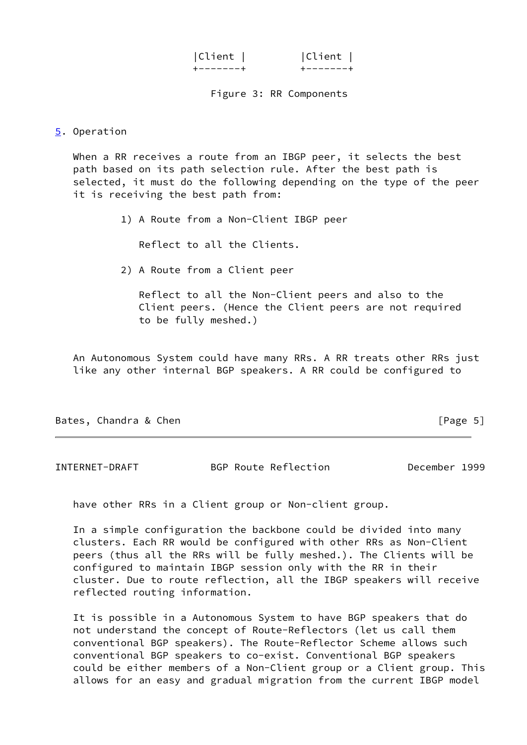```
|Client |          |Client |
+--------+         +--------+
```

Figure 3: RR Components

## 5. Operation

When a RR receives a route from an IBGP peer, it selects the best path based on its path selection rule. After the best path is selected, it must do the following depending on the type of the peer it is receiving the best path from:

1) A Route from a Non-Client IBGP peer

   Reflect to all the Clients.

2) A Route from a Client peer

   Reflect to all the Non-Client peers and also to the Client peers. (Hence the Client peers are not required to be fully meshed.)

An Autonomous System could have many RRs. A RR treats other RRs just like any other internal BGP speakers. A RR could be configured to have other RRs in a Client group or Non-client group.

In a simple configuration the backbone could be divided into many clusters. Each RR would be configured with other RRs as Non-Client peers (thus all the RRs will be fully meshed.). The Clients will be configured to maintain IBGP session only with the RR in their cluster. Due to route reflection, all the IBGP speakers will receive reflected routing information.

It is possible in a Autonomous System to have BGP speakers that do not understand the concept of Route-Reflectors (let us call them conventional BGP speakers). The Route-Reflector Scheme allows such conventional BGP speakers to co-exist. Conventional BGP speakers could be either members of a Non-Client group or a Client group. This allows for an easy and gradual migration from the current IBGP model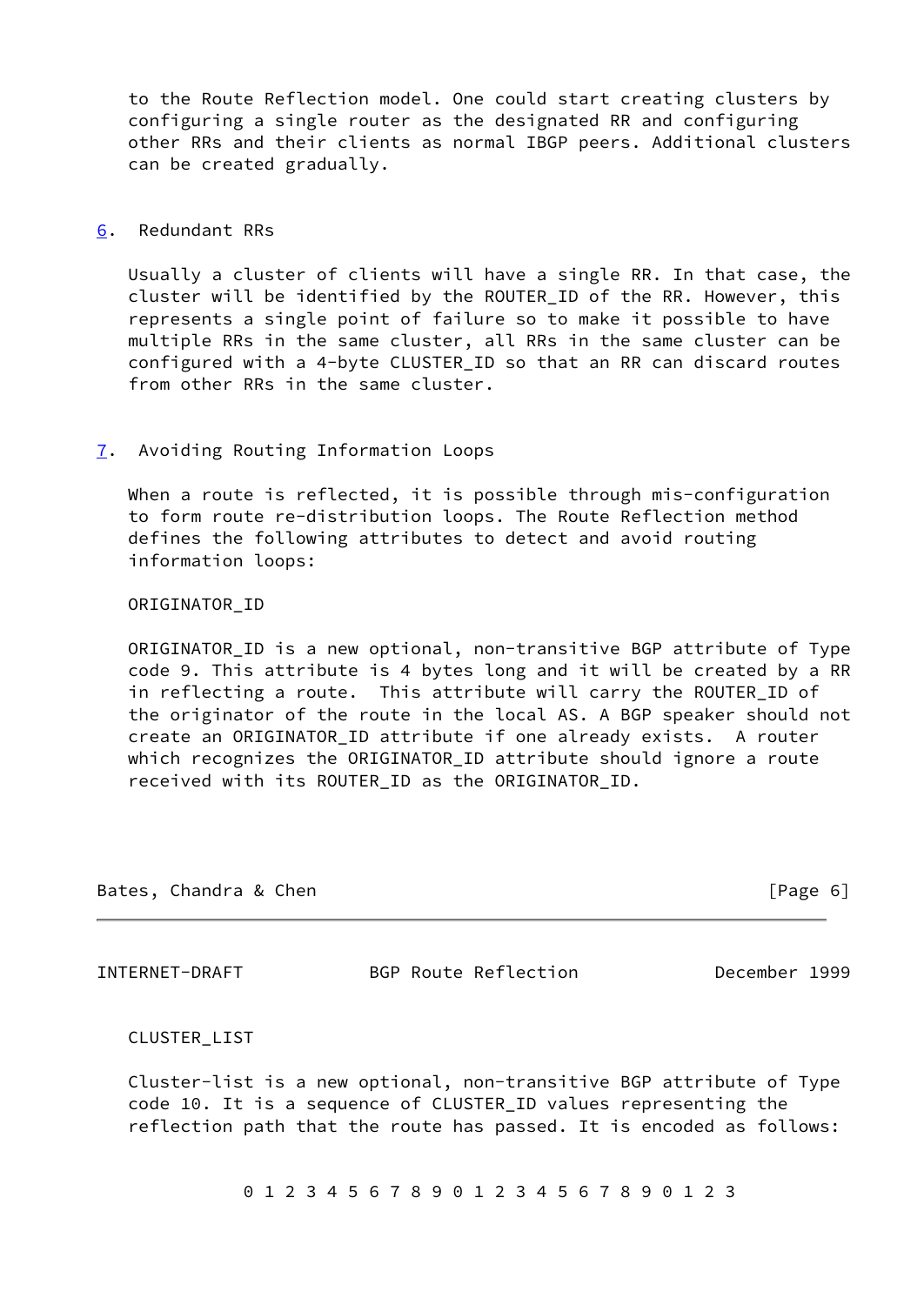to the Route Reflection model. One could start creating clusters by configuring a single router as the designated RR and configuring other RRs and their clients as normal IBGP peers. Additional clusters can be created gradually.

## 6. Redundant RRs

Usually a cluster of clients will have a single RR. In that case, the cluster will be identified by the ROUTER_ID of the RR. However, this represents a single point of failure so to make it possible to have multiple RRs in the same cluster, all RRs in the same cluster can be configured with a 4-byte CLUSTER_ID so that an RR can discard routes from other RRs in the same cluster.

## 7. Avoiding Routing Information Loops

When a route is reflected, it is possible through mis-configuration to form route re-distribution loops. The Route Reflection method defines the following attributes to detect and avoid routing information loops:

ORIGINATOR_ID

ORIGINATOR_ID is a new optional, non-transitive BGP attribute of Type code 9. This attribute is 4 bytes long and it will be created by a RR in reflecting a route. This attribute will carry the ROUTER_ID of the originator of the route in the local AS. A BGP speaker should not create an ORIGINATOR_ID attribute if one already exists. A router which recognizes the ORIGINATOR_ID attribute should ignore a route received with its ROUTER_ID as the ORIGINATOR_ID.

CLUSTER_LIST

Cluster-list is a new optional, non-transitive BGP attribute of Type code 10. It is a sequence of CLUSTER_ID values representing the reflection path that the route has passed. It is encoded as follows:

```
         0 1 2 3 4 5 6 7 8 9 0 1 2 3 4 5 6 7 8 9 0 1 2 3
```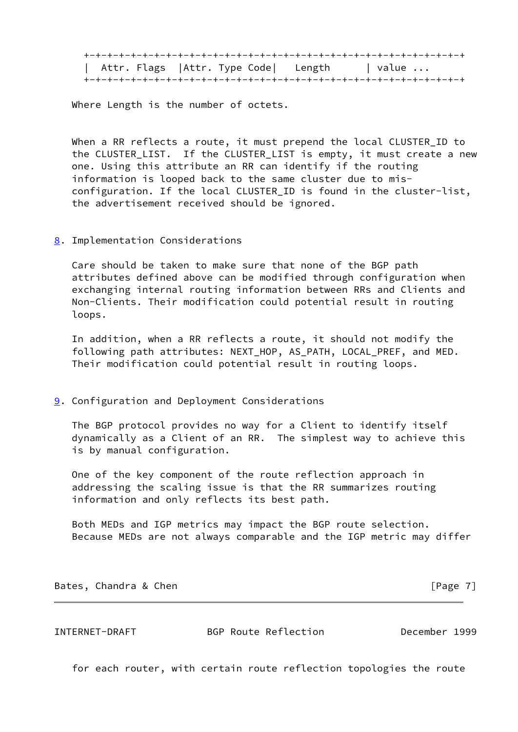```
+-+-+-+-+-+-+-+-+-+-+-+-+-+-+-+-+-+-+-+-+-+-+-+-+-+-+-+-+-+-+-+-+
|  Attr. Flags  |Attr. Type Code|    Length     | value ...
+-+-+-+-+-+-+-+-+-+-+-+-+-+-+-+-+-+-+-+-+-+-+-+-+-+-+-+-+-+-+-+-+
```

Where Length is the number of octets.

When a RR reflects a route, it must prepend the local CLUSTER_ID to the CLUSTER_LIST. If the CLUSTER_LIST is empty, it must create a new one. Using this attribute an RR can identify if the routing information is looped back to the same cluster due to mis-configuration. If the local CLUSTER_ID is found in the cluster-list, the advertisement received should be ignored.

## 8. Implementation Considerations

Care should be taken to make sure that none of the BGP path attributes defined above can be modified through configuration when exchanging internal routing information between RRs and Clients and Non-Clients. Their modification could potential result in routing loops.

In addition, when a RR reflects a route, it should not modify the following path attributes: NEXT_HOP, AS_PATH, LOCAL_PREF, and MED. Their modification could potential result in routing loops.

## 9. Configuration and Deployment Considerations

The BGP protocol provides no way for a Client to identify itself dynamically as a Client of an RR. The simplest way to achieve this is by manual configuration.

One of the key component of the route reflection approach in addressing the scaling issue is that the RR summarizes routing information and only reflects its best path.

Both MEDs and IGP metrics may impact the BGP route selection. Because MEDs are not always comparable and the IGP metric may differ for each router, with certain route reflection topologies the route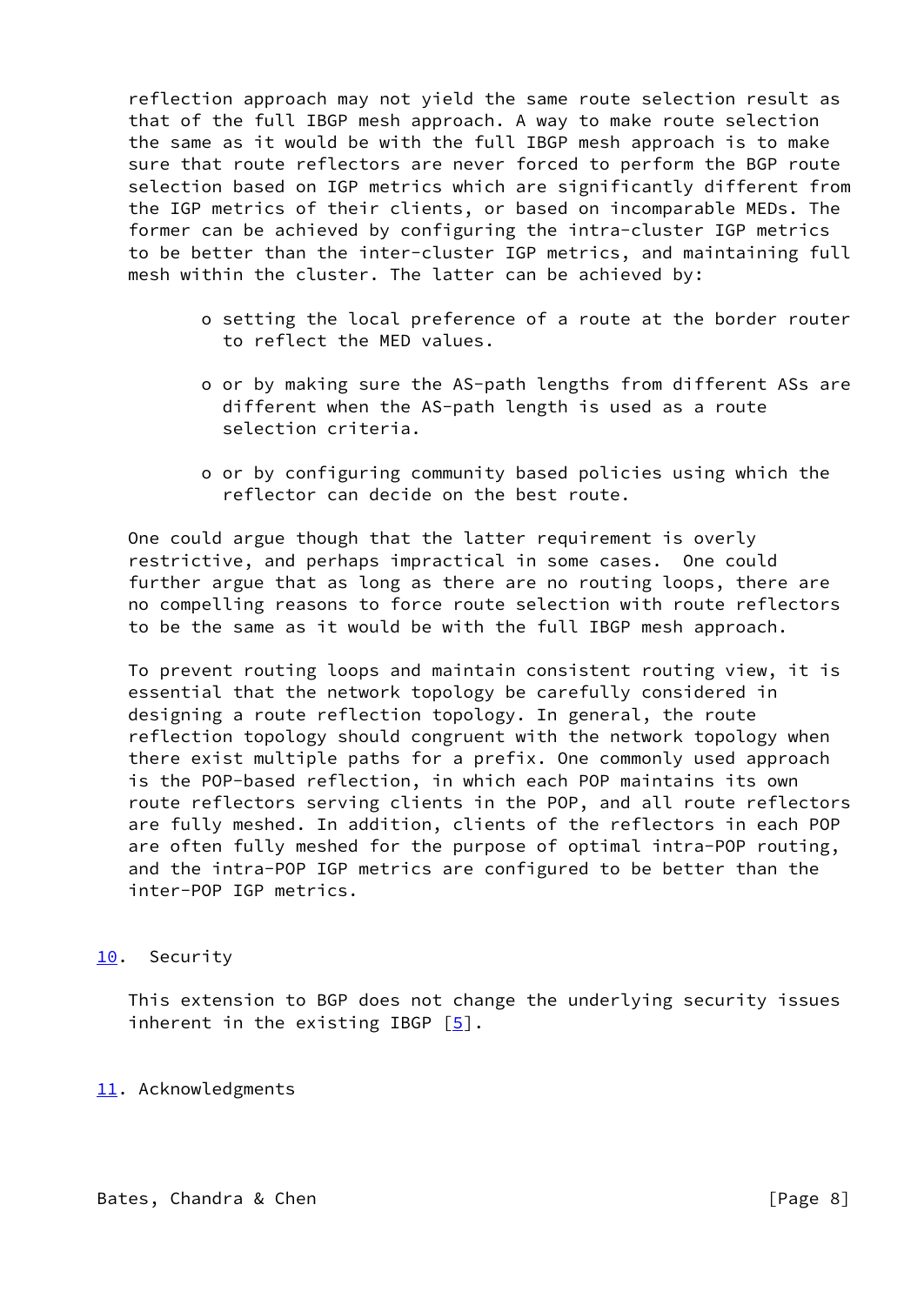reflection approach may not yield the same route selection result as that of the full IBGP mesh approach. A way to make route selection the same as it would be with the full IBGP mesh approach is to make sure that route reflectors are never forced to perform the BGP route selection based on IGP metrics which are significantly different from the IGP metrics of their clients, or based on incomparable MEDs. The former can be achieved by configuring the intra-cluster IGP metrics to be better than the inter-cluster IGP metrics, and maintaining full mesh within the cluster. The latter can be achieved by:

- setting the local preference of a route at the border router to reflect the MED values.
- or by making sure the AS-path lengths from different ASs are different when the AS-path length is used as a route selection criteria.
- or by configuring community based policies using which the reflector can decide on the best route.

One could argue though that the latter requirement is overly restrictive, and perhaps impractical in some cases. One could further argue that as long as there are no routing loops, there are no compelling reasons to force route selection with route reflectors to be the same as it would be with the full IBGP mesh approach.

To prevent routing loops and maintain consistent routing view, it is essential that the network topology be carefully considered in designing a route reflection topology. In general, the route reflection topology should congruent with the network topology when there exist multiple paths for a prefix. One commonly used approach is the POP-based reflection, in which each POP maintains its own route reflectors serving clients in the POP, and all route reflectors are fully meshed. In addition, clients of the reflectors in each POP are often fully meshed for the purpose of optimal intra-POP routing, and the intra-POP IGP metrics are configured to be better than the inter-POP IGP metrics.

## 10. Security

This extension to BGP does not change the underlying security issues inherent in the existing IBGP [5].

## 11. Acknowledgments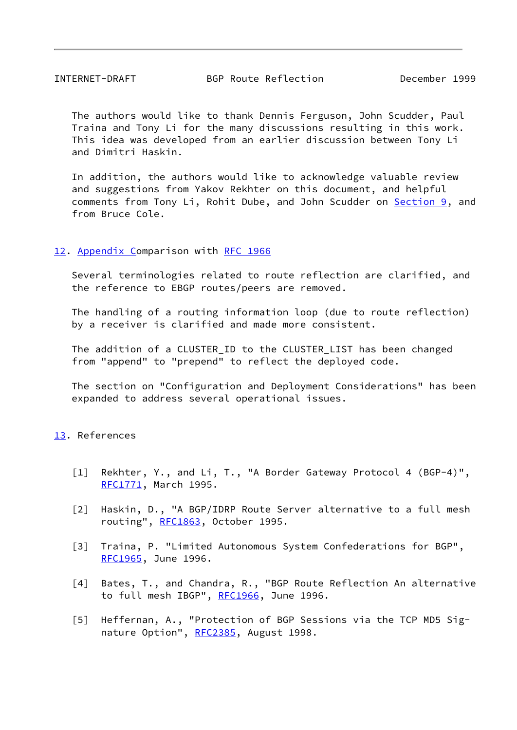The authors would like to thank Dennis Ferguson, John Scudder, Paul Traina and Tony Li for the many discussions resulting in this work. This idea was developed from an earlier discussion between Tony Li and Dimitri Haskin.

In addition, the authors would like to acknowledge valuable review and suggestions from Yakov Rekhter on this document, and helpful comments from Tony Li, Rohit Dube, and John Scudder on Section 9, and from Bruce Cole.

## 12. Appendix Comparison with RFC 1966

Several terminologies related to route reflection are clarified, and the reference to EBGP routes/peers are removed.

The handling of a routing information loop (due to route reflection) by a receiver is clarified and made more consistent.

The addition of a CLUSTER_ID to the CLUSTER_LIST has been changed from "append" to "prepend" to reflect the deployed code.

The section on "Configuration and Deployment Considerations" has been expanded to address several operational issues.

## 13. References

[1] Rekhter, Y., and Li, T., "A Border Gateway Protocol 4 (BGP-4)", RFC1771, March 1995.

[2] Haskin, D., "A BGP/IDRP Route Server alternative to a full mesh routing", RFC1863, October 1995.

[3] Traina, P. "Limited Autonomous System Confederations for BGP", RFC1965, June 1996.

[4] Bates, T., and Chandra, R., "BGP Route Reflection An alternative to full mesh IBGP", RFC1966, June 1996.

[5] Heffernan, A., "Protection of BGP Sessions via the TCP MD5 Signature Option", RFC2385, August 1998.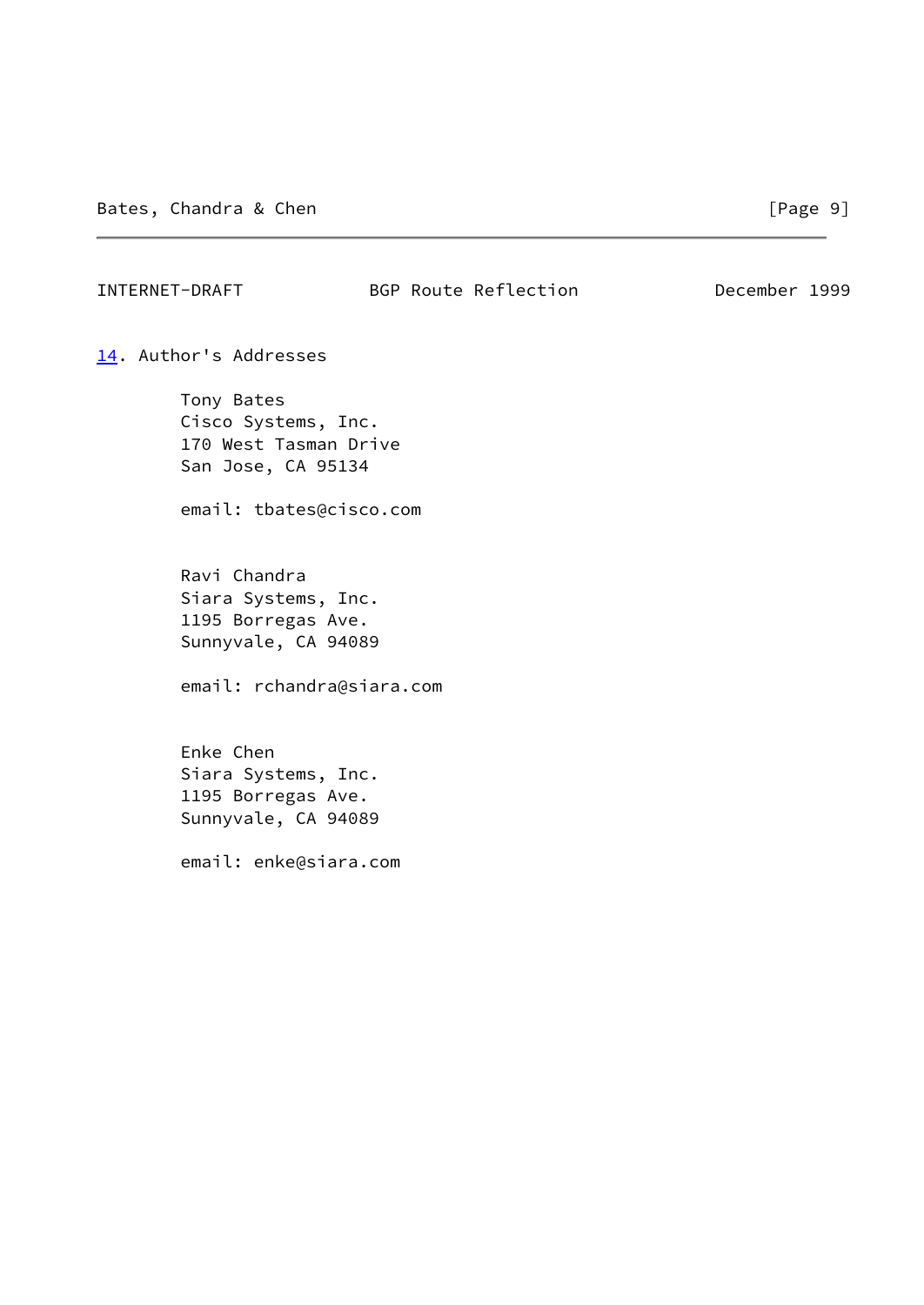## 14. Author's Addresses

Tony Bates
Cisco Systems, Inc.
170 West Tasman Drive
San Jose, CA 95134

email: tbates@cisco.com

Ravi Chandra
Siara Systems, Inc.
1195 Borregas Ave.
Sunnyvale, CA 94089

email: rchandra@siara.com

Enke Chen
Siara Systems, Inc.
1195 Borregas Ave.
Sunnyvale, CA 94089

email: enke@siara.com